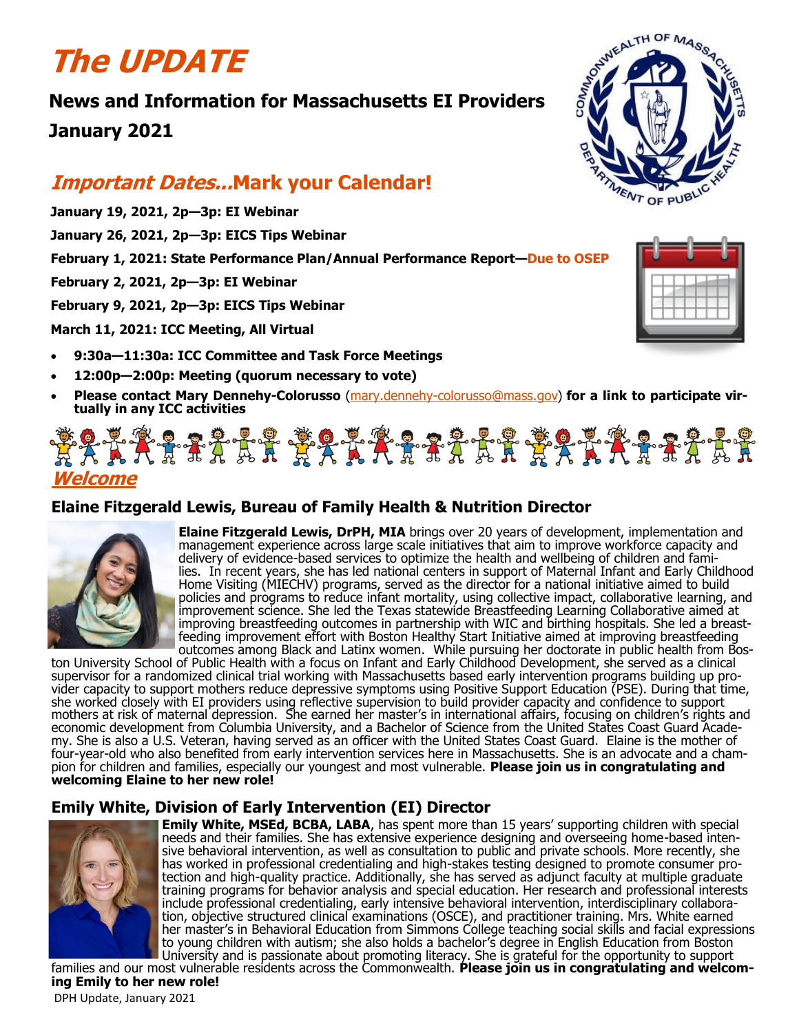# *The UPDATE*

## News and Information for Massachusetts EI Providers

## January 2021

## *Important Dates…*Mark your Calendar!

**January 19, 2021, 2p—3p: EI Webinar**

**January 26, 2021, 2p—3p: EICS Tips Webinar**

**February 1, 2021: State Performance Plan/Annual Performance Report—Due to OSEP**

**February 2, 2021, 2p—3p: EI Webinar**

**February 9, 2021, 2p—3p: EICS Tips Webinar**

**March 11, 2021: ICC Meeting, All Virtual**

- **9:30a—11:30a: ICC Committee and Task Force Meetings**
- **12:00p—2:00p: Meeting (quorum necessary to vote)**
- **Please contact Mary Dennehy-Colorusso** (mary.dennehy-colorusso@mass.gov) **for a link to participate virtually in any ICC activities**

## *Welcome*

### Elaine Fitzgerald Lewis, Bureau of Family Health & Nutrition Director

**Elaine Fitzgerald Lewis, DrPH, MIA** brings over 20 years of development, implementation and management experience across large scale initiatives that aim to improve workforce capacity and delivery of evidence-based services to optimize the health and wellbeing of children and families. In recent years, she has led national centers in support of Maternal Infant and Early Childhood Home Visiting (MIECHV) programs, served as the director for a national initiative aimed to build policies and programs to reduce infant mortality, using collective impact, collaborative learning, and improvement science. She led the Texas statewide Breastfeeding Learning Collaborative aimed at improving breastfeeding outcomes in partnership with WIC and birthing hospitals. She led a breastfeeding improvement effort with Boston Healthy Start Initiative aimed at improving breastfeeding outcomes among Black and Latinx women. While pursuing her doctorate in public health from Boston University School of Public Health with a focus on Infant and Early Childhood Development, she served as a clinical supervisor for a randomized clinical trial working with Massachusetts based early intervention programs building up provider capacity to support mothers reduce depressive symptoms using Positive Support Education (PSE). During that time, she worked closely with EI providers using reflective supervision to build provider capacity and confidence to support mothers at risk of maternal depression. She earned her master's in international affairs, focusing on children's rights and economic development from Columbia University, and a Bachelor of Science from the United States Coast Guard Academy. She is also a U.S. Veteran, having served as an officer with the United States Coast Guard. Elaine is the mother of four-year-old who also benefited from early intervention services here in Massachusetts. She is an advocate and a champion for children and families, especially our youngest and most vulnerable. **Please join us in congratulating and welcoming Elaine to her new role!**

### Emily White, Division of Early Intervention (EI) Director

**Emily White, MSEd, BCBA, LABA**, has spent more than 15 years' supporting children with special needs and their families. She has extensive experience designing and overseeing home-based intensive behavioral intervention, as well as consultation to public and private schools. More recently, she has worked in professional credentialing and high-stakes testing designed to promote consumer protection and high-quality practice. Additionally, she has served as adjunct faculty at multiple graduate training programs for behavior analysis and special education. Her research and professional interests include professional credentialing, early intensive behavioral intervention, interdisciplinary collaboration, objective structured clinical examinations (OSCE), and practitioner training. Mrs. White earned her master's in Behavioral Education from Simmons College teaching social skills and facial expressions to young children with autism; she also holds a bachelor's degree in English Education from Boston University and is passionate about promoting literacy. She is grateful for the opportunity to support families and our most vulnerable residents across the Commonwealth. **Please join us in congratulating and welcoming Emily to her new role!**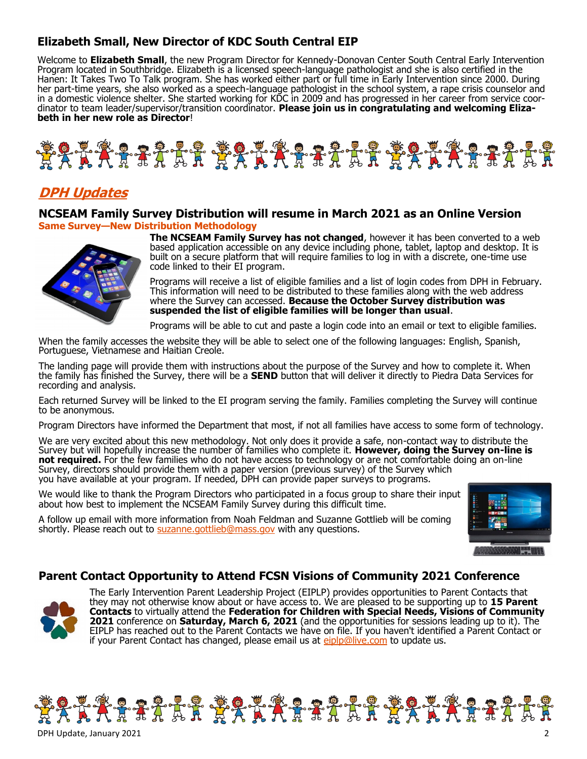## Elizabeth Small, New Director of KDC South Central EIP

Welcome to **Elizabeth Small**, the new Program Director for Kennedy-Donovan Center South Central Early Intervention Program located in Southbridge. Elizabeth is a licensed speech-language pathologist and she is also certified in the Hanen: It Takes Two To Talk program. She has worked either part or full time in Early Intervention since 2000. During her part-time years, she also worked as a speech-language pathologist in the school system, a rape crisis counselor and in a domestic violence shelter. She started working for KDC in 2009 and has progressed in her career from service coordinator to team leader/supervisor/transition coordinator. **Please join us in congratulating and welcoming Elizabeth in her new role as Director**!

# *DPH Updates*

## NCSEAM Family Survey Distribution will resume in March 2021 as an Online Version

**Same Survey—New Distribution Methodology**

**The NCSEAM Family Survey has not changed**, however it has been converted to a web based application accessible on any device including phone, tablet, laptop and desktop. It is built on a secure platform that will require families to log in with a discrete, one-time use code linked to their EI program.

Programs will receive a list of eligible families and a list of login codes from DPH in February. This information will need to be distributed to these families along with the web address where the Survey can accessed. **Because the October Survey distribution was suspended the list of eligible families will be longer than usual**.

Programs will be able to cut and paste a login code into an email or text to eligible families.

When the family accesses the website they will be able to select one of the following languages: English, Spanish, Portuguese, Vietnamese and Haitian Creole.

The landing page will provide them with instructions about the purpose of the Survey and how to complete it. When the family has finished the Survey, there will be a **SEND** button that will deliver it directly to Piedra Data Services for recording and analysis.

Each returned Survey will be linked to the EI program serving the family. Families completing the Survey will continue to be anonymous.

Program Directors have informed the Department that most, if not all families have access to some form of technology.

We are very excited about this new methodology. Not only does it provide a safe, non-contact way to distribute the Survey but will hopefully increase the number of families who complete it. **However, doing the Survey on-line is not required.** For the few families who do not have access to technology or are not comfortable doing an on-line Survey, directors should provide them with a paper version (previous survey) of the Survey which you have available at your program. If needed, DPH can provide paper surveys to programs.

We would like to thank the Program Directors who participated in a focus group to share their input about how best to implement the NCSEAM Family Survey during this difficult time.

A follow up email with more information from Noah Feldman and Suzanne Gottlieb will be coming shortly. Please reach out to suzanne.gottlieb@mass.gov with any questions.

## Parent Contact Opportunity to Attend FCSN Visions of Community 2021 Conference

The Early Intervention Parent Leadership Project (EIPLP) provides opportunities to Parent Contacts that they may not otherwise know about or have access to. We are pleased to be supporting up to **15 Parent Contacts** to virtually attend the **Federation for Children with Special Needs, Visions of Community 2021** conference on **Saturday, March 6, 2021** (and the opportunities for sessions leading up to it). The EIPLP has reached out to the Parent Contacts we have on file. If you haven't identified a Parent Contact or if your Parent Contact has changed, please email us at eiplp@live.com to update us.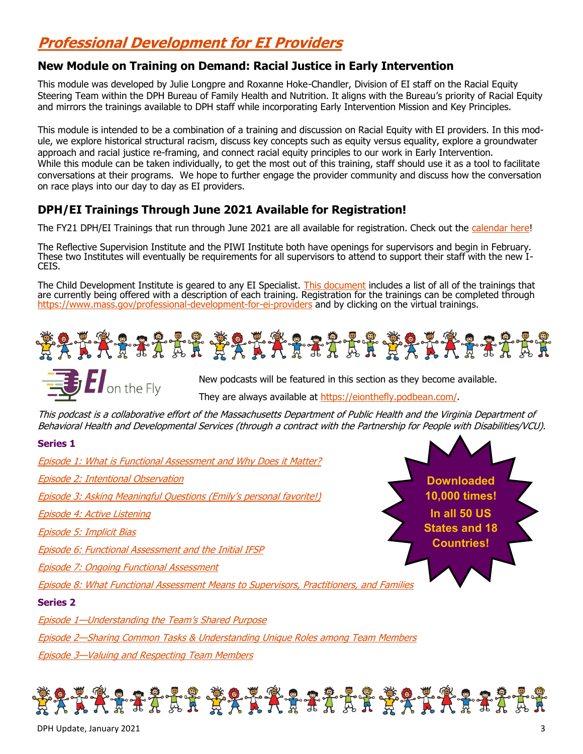# *Professional Development for EI Providers*

## New Module on Training on Demand: Racial Justice in Early Intervention

This module was developed by Julie Longpre and Roxanne Hoke-Chandler, Division of EI staff on the Racial Equity Steering Team within the DPH Bureau of Family Health and Nutrition. It aligns with the Bureau's priority of Racial Equity and mirrors the trainings available to DPH staff while incorporating Early Intervention Mission and Key Principles.

This module is intended to be a combination of a training and discussion on Racial Equity with EI providers. In this module, we explore historical structural racism, discuss key concepts such as equity versus equality, explore a groundwater approach and racial justice re-framing, and connect racial equity principles to our work in Early Intervention. While this module can be taken individually, to get the most out of this training, staff should use it as a tool to facilitate conversations at their programs. We hope to further engage the provider community and discuss how the conversation on race plays into our day to day as EI providers.

## DPH/EI Trainings Through June 2021 Available for Registration!

The FY21 DPH/EI Trainings that run through June 2021 are all available for registration. Check out the calendar here!

The Reflective Supervision Institute and the PIWI Institute both have openings for supervisors and begin in February. These two Institutes will eventually be requirements for all supervisors to attend to support their staff with the new I-CEIS.

The Child Development Institute is geared to any EI Specialist. This document includes a list of all of the trainings that are currently being offered with a description of each training. Registration for the trainings can be completed through https://www.mass.gov/professional-development-for-ei-providers and by clicking on the virtual trainings.

**EI on the Fly**

New podcasts will be featured in this section as they become available.

They are always available at https://eionthefly.podbean.com/.

*This podcast is a collaborative effort of the Massachusetts Department of Public Health and the Virginia Department of Behavioral Health and Developmental Services (through a contract with the Partnership for People with Disabilities/VCU).*

**Downloaded 10,000 times! In all 50 US States and 18 Countries!**

**Series 1**

*Episode 1: What is Functional Assessment and Why Does it Matter?*

*Episode 2: Intentional Observation*

*Episode 3: Asking Meaningful Questions (Emily's personal favorite!)*

*Episode 4: Active Listening*

*Episode 5: Implicit Bias*

*Episode 6: Functional Assessment and the Initial IFSP*

*Episode 7: Ongoing Functional Assessment*

*Episode 8: What Functional Assessment Means to Supervisors, Practitioners, and Families*

**Series 2**

*Episode 1—Understanding the Team's Shared Purpose*

*Episode 2—Sharing Common Tasks & Understanding Unique Roles among Team Members*

*Episode 3—Valuing and Respecting Team Members*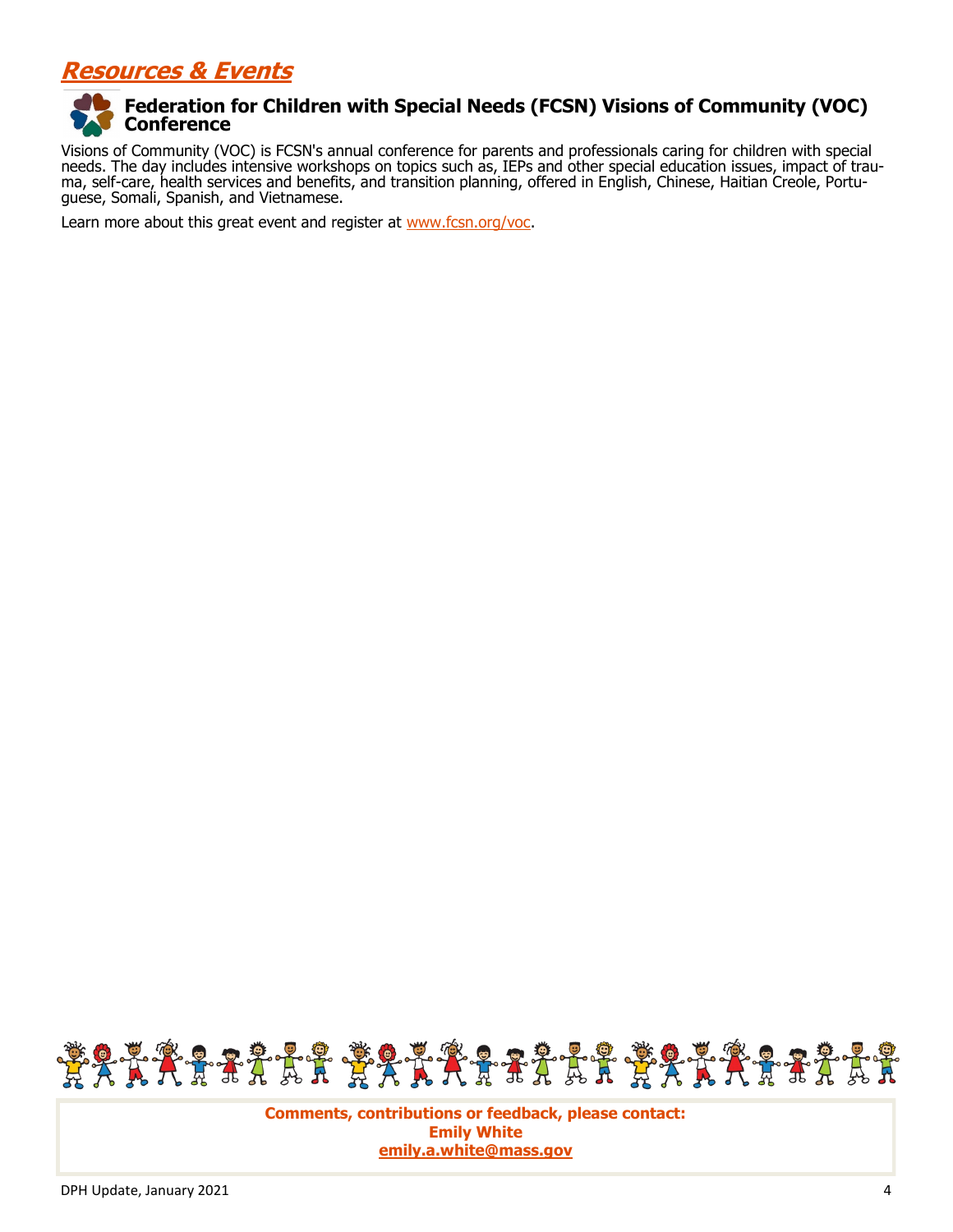## Resources & Events

### Federation for Children with Special Needs (FCSN) Visions of Community (VOC) Conference

Visions of Community (VOC) is FCSN's annual conference for parents and professionals caring for children with special needs. The day includes intensive workshops on topics such as, IEPs and other special education issues, impact of trauma, self-care, health services and benefits, and transition planning, offered in English, Chinese, Haitian Creole, Portuguese, Somali, Spanish, and Vietnamese.

Learn more about this great event and register at [www.fcsn.org/voc](http://www.fcsn.org/voc).

**Comments, contributions or feedback, please contact:**
**Emily White**
**emily.a.white@mass.gov**